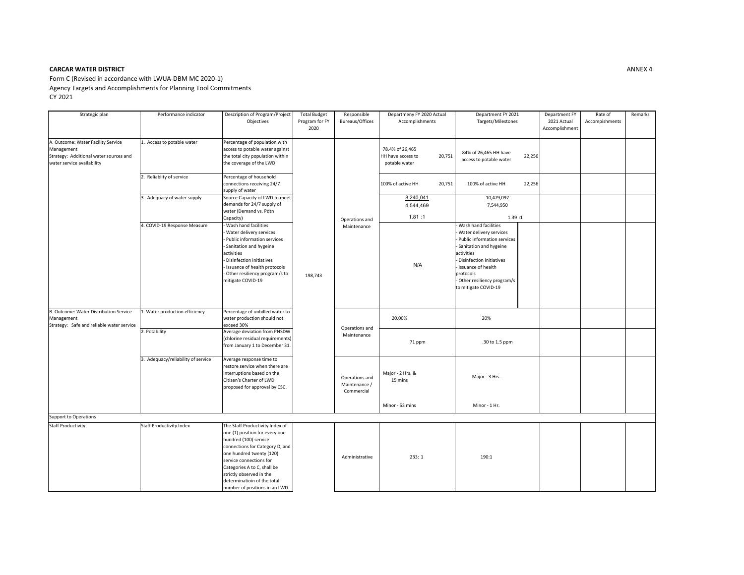**CARCAR WATER DISTRICT**

ANNEX 4

Form C (Revised in accordance with LWUA-DBM MC 2020-1)
Agency Targets and Accomplishments for Planning Tool Commitments
CY 2021

| Strategic plan | Performance indicator | Description of Program/Project Objectives | Total Budget Program for FY 2020 | Responsible Bureaus/Offices | Departmeny FY 2020 Actual Accomplishments | Department FY 2021 Targets/Milestones | Department FY 2021 Actual Accomplishment | Rate of Accompishments | Remarks |
|---|---|---|---|---|---|---|---|---|---|
| A. Outcome: Water Facility Service Management<br>Strategy: Additional water sources and water service availability | 1. Access to potable water | Percentage of population with access to potable water against the total city population within the coverage of the LWD | 198,743 | Operations and Maintenance | 78.4% of 26,465 HH have access to potable water 20,751 | 84% of 26,465 HH have access to potable water 22,256 | | | |
| | 2. Reliablity of service | Percentage of household connections receiving 24/7 supply of water | | | 100% of active HH 20,751 | 100% of active HH 22,256 | | | |
| | 3. Adequacy of water supply | Source Capacity of LWD to meet demands for 24/7 supply of water (Demand vs. Pdtn Capacity) | | | 8,240,041<br>4,544,469<br>1.81 :1 | 10,479,097<br>7,544,950<br>1.39 :1 | | | |
| | 4. COVID-19 Response Measure | - Wash hand facilities<br>- Water delivery services<br>- Public information services<br>- Sanitation and hygeine activities<br>- Disinfection initiatives<br>- Issuance of health protocols<br>- Other resiliency program/s to mitigate COVID-19 | | | N/A | - Wash hand facilities<br>- Water delivery services<br>- Public information services<br>- Sanitation and hygeine activities<br>- Disinfection initiatives<br>- Issuance of health protocols<br>- Other resiliency program/s to mitigate COVID-19 | | | |
| B. Outcome: Water Distribution Service Management<br>Strategy: Safe and reliable water service | 1. Water production efficiency | Percentage of unbilled water to water production should not exceed 30% | | Operations and Maintenance | 20.00% | 20% | | | |
| | 2. Potability | Average deviation from PNSDW (chlorine residual requirements) from January 1 to December 31. | | | .71 ppm | .30 to 1.5 ppm | | | |
| | 3. Adequacy/reliability of service | Average response time to restore service when there are interruptions based on the Citizen's Charter of LWD proposed for approval by CSC. | | Operations and Maintenance / Commercial | Major - 2 Hrs. & 15 mins<br><br>Minor - 53 mins | Major - 3 Hrs.<br><br>Minor - 1 Hr. | | | |
| Support to Operations | | | | | | | | | |
| Staff Productivity | Staff Productivity Index | The Staff Productivity Index of one (1) position for every one hundred (100) service connections for Category D, and one hundred twenty (120) service connections for Categories A to C, shall be strictly observed in the determinatioin of the total number of positions in an LWD - | | Administrative | 233: 1 | 190:1 | | | |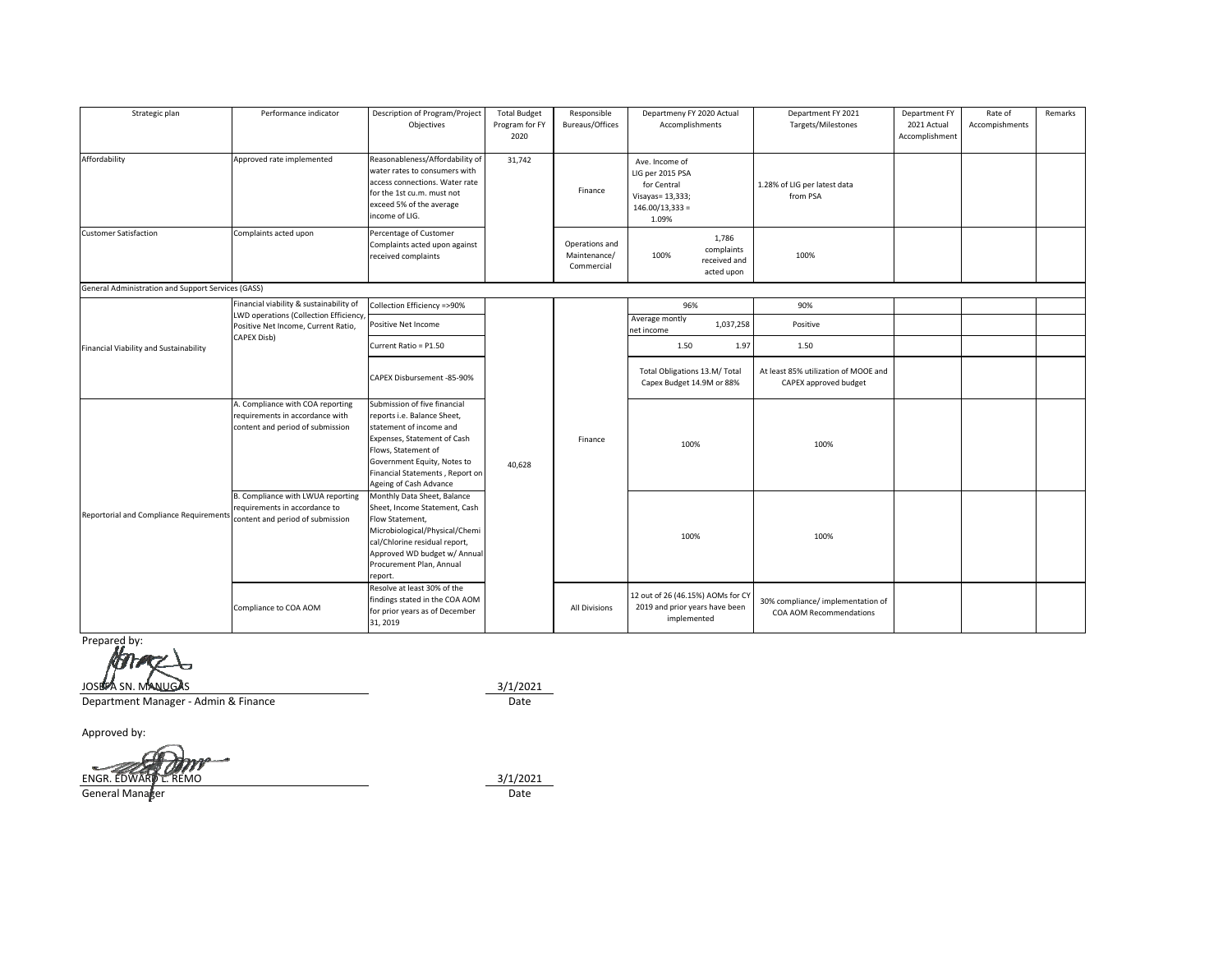| Strategic plan | Performance indicator | Description of Program/Project Objectives | Total Budget Program for FY 2020 | Responsible Bureaus/Offices | Departmeny FY 2020 Actual Accomplishments | Department FY 2021 Targets/Milestones | Department FY 2021 Actual Accomplishment | Rate of Accompishments | Remarks |
|---|---|---|---|---|---|---|---|---|---|
| Affordability | Approved rate implemented | Reasonableness/Affordability of water rates to consumers with access connections. Water rate for the 1st cu.m. must not exceed 5% of the average income of LIG. | 31,742 | Finance | Ave. Income of LIG per 2015 PSA for Central Visayas= 13,333; 146.00/13,333 = 1.09% | 1.28% of LIG per latest data from PSA | | | |
| Customer Satisfaction | Complaints acted upon | Percentage of Customer Complaints acted upon against received complaints | | Operations and Maintenance/ Commercial | 100% 1,786 complaints received and acted upon | 100% | | | |
| General Administration and Support Services (GASS) | | | | | | | | | |
| Financial Viability and Sustainability | Financial viability & sustainability of LWD operations (Collection Efficiency, Positive Net Income, Current Ratio, CAPEX Disb) | Collection Efficiency =>90% | 40,628 | Finance | 96% | 90% | | | |
| | | Positive Net Income | | | Average montly net income 1,037,258 | Positive | | | |
| | | Current Ratio = P1.50 | | | 1.50 1.97 | 1.50 | | | |
| | | CAPEX Disbursement -85-90% | | | Total Obligations 13.M/ Total Capex Budget 14.9M or 88% | At least 85% utilization of MOOE and CAPEX approved budget | | | |
| Reportorial and Compliance Requirements | A. Compliance with COA reporting requirements in accordance with content and period of submission | Submission of five financial reports i.e. Balance Sheet, statement of income and Expenses, Statement of Cash Flows, Statement of Government Equity, Notes to Financial Statements , Report on Ageing of Cash Advance | | | 100% | 100% | | | |
| | B. Compliance with LWUA reporting requirements in accordance to content and period of submission | Monthly Data Sheet, Balance Sheet, Income Statement, Cash Flow Statement, Microbiological/Physical/Chemical/Chlorine residual report, Approved WD budget w/ Annual Procurement Plan, Annual report. | | | 100% | 100% | | | |
| | Compliance to COA AOM | Resolve at least 30% of the findings stated in the COA AOM for prior years as of December 31, 2019 | | All Divisions | 12 out of 26 (46.15%) AOMs for CY 2019 and prior years have been implemented | 30% compliance/ implementation of COA AOM Recommendations | | | |

Prepared by:

JOSEFA SN. MANUGAS — 3/1/2021
Department Manager - Admin & Finance — Date

Approved by:

ENGR. EDWARD L. REMO — 3/1/2021
General Manager — Date